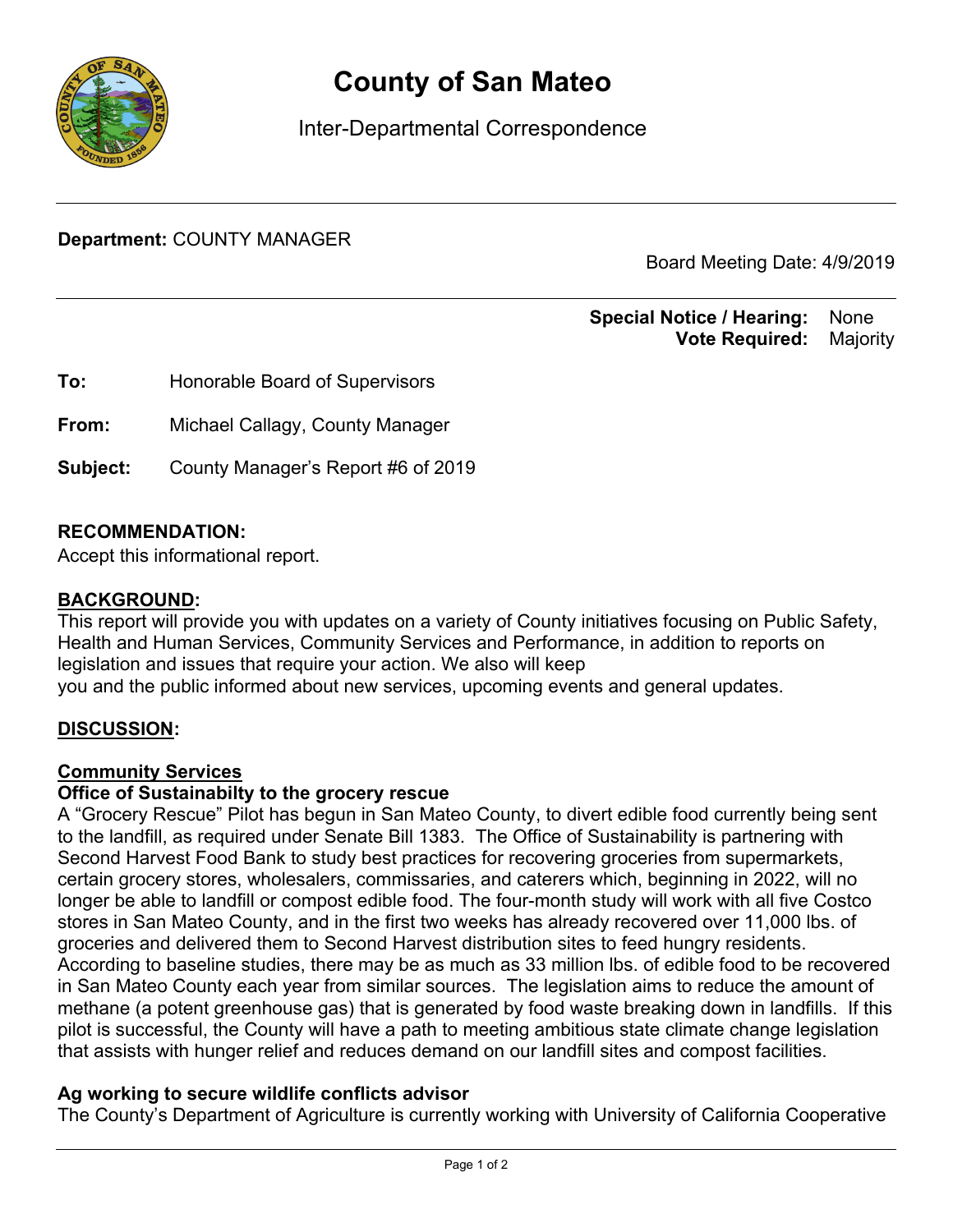# County of San Mateo

Inter-Departmental Correspondence

**Department:** COUNTY MANAGER

Board Meeting Date: 4/9/2019

**Special Notice / Hearing:** None
**Vote Required:** Majority

**To:** Honorable Board of Supervisors

**From:** Michael Callagy, County Manager

**Subject:** County Manager's Report #6 of 2019

**RECOMMENDATION:**
Accept this informational report.

**BACKGROUND:**
This report will provide you with updates on a variety of County initiatives focusing on Public Safety, Health and Human Services, Community Services and Performance, in addition to reports on legislation and issues that require your action. We also will keep
you and the public informed about new services, upcoming events and general updates.

**DISCUSSION:**

**Community Services**
**Office of Sustainabilty to the grocery rescue**
A "Grocery Rescue" Pilot has begun in San Mateo County, to divert edible food currently being sent to the landfill, as required under Senate Bill 1383. The Office of Sustainability is partnering with Second Harvest Food Bank to study best practices for recovering groceries from supermarkets, certain grocery stores, wholesalers, commissaries, and caterers which, beginning in 2022, will no longer be able to landfill or compost edible food. The four-month study will work with all five Costco stores in San Mateo County, and in the first two weeks has already recovered over 11,000 lbs. of groceries and delivered them to Second Harvest distribution sites to feed hungry residents. According to baseline studies, there may be as much as 33 million lbs. of edible food to be recovered in San Mateo County each year from similar sources. The legislation aims to reduce the amount of methane (a potent greenhouse gas) that is generated by food waste breaking down in landfills. If this pilot is successful, the County will have a path to meeting ambitious state climate change legislation that assists with hunger relief and reduces demand on our landfill sites and compost facilities.

**Ag working to secure wildlife conflicts advisor**
The County's Department of Agriculture is currently working with University of California Cooperative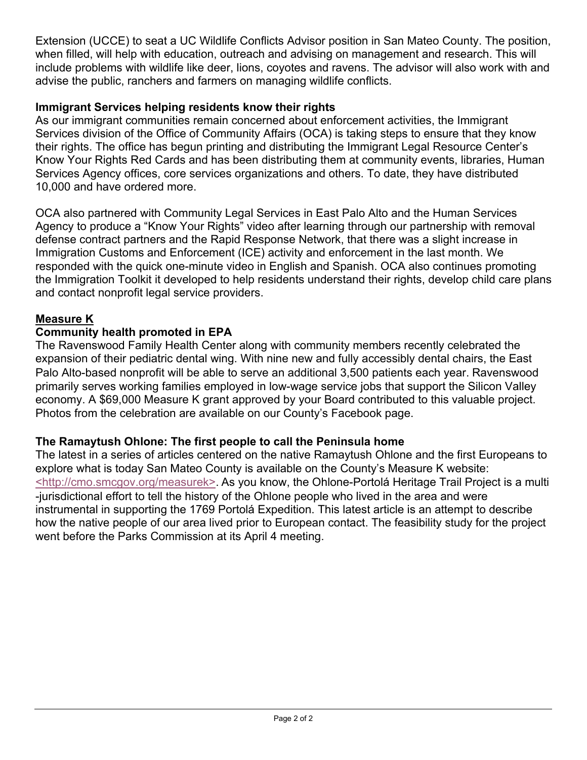Extension (UCCE) to seat a UC Wildlife Conflicts Advisor position in San Mateo County. The position, when filled, will help with education, outreach and advising on management and research. This will include problems with wildlife like deer, lions, coyotes and ravens. The advisor will also work with and advise the public, ranchers and farmers on managing wildlife conflicts.

**Immigrant Services helping residents know their rights**

As our immigrant communities remain concerned about enforcement activities, the Immigrant Services division of the Office of Community Affairs (OCA) is taking steps to ensure that they know their rights. The office has begun printing and distributing the Immigrant Legal Resource Center's Know Your Rights Red Cards and has been distributing them at community events, libraries, Human Services Agency offices, core services organizations and others. To date, they have distributed 10,000 and have ordered more.

OCA also partnered with Community Legal Services in East Palo Alto and the Human Services Agency to produce a "Know Your Rights" video after learning through our partnership with removal defense contract partners and the Rapid Response Network, that there was a slight increase in Immigration Customs and Enforcement (ICE) activity and enforcement in the last month. We responded with the quick one-minute video in English and Spanish. OCA also continues promoting the Immigration Toolkit it developed to help residents understand their rights, develop child care plans and contact nonprofit legal service providers.

## Measure K

**Community health promoted in EPA**

The Ravenswood Family Health Center along with community members recently celebrated the expansion of their pediatric dental wing. With nine new and fully accessibly dental chairs, the East Palo Alto-based nonprofit will be able to serve an additional 3,500 patients each year. Ravenswood primarily serves working families employed in low-wage service jobs that support the Silicon Valley economy. A $69,000 Measure K grant approved by your Board contributed to this valuable project. Photos from the celebration are available on our County's Facebook page.

**The Ramaytush Ohlone: The first people to call the Peninsula home**

The latest in a series of articles centered on the native Ramaytush Ohlone and the first Europeans to explore what is today San Mateo County is available on the County's Measure K website: <http://cmo.smcgov.org/measurek>. As you know, the Ohlone-Portolá Heritage Trail Project is a multi-jurisdictional effort to tell the history of the Ohlone people who lived in the area and were instrumental in supporting the 1769 Portolá Expedition. This latest article is an attempt to describe how the native people of our area lived prior to European contact. The feasibility study for the project went before the Parks Commission at its April 4 meeting.